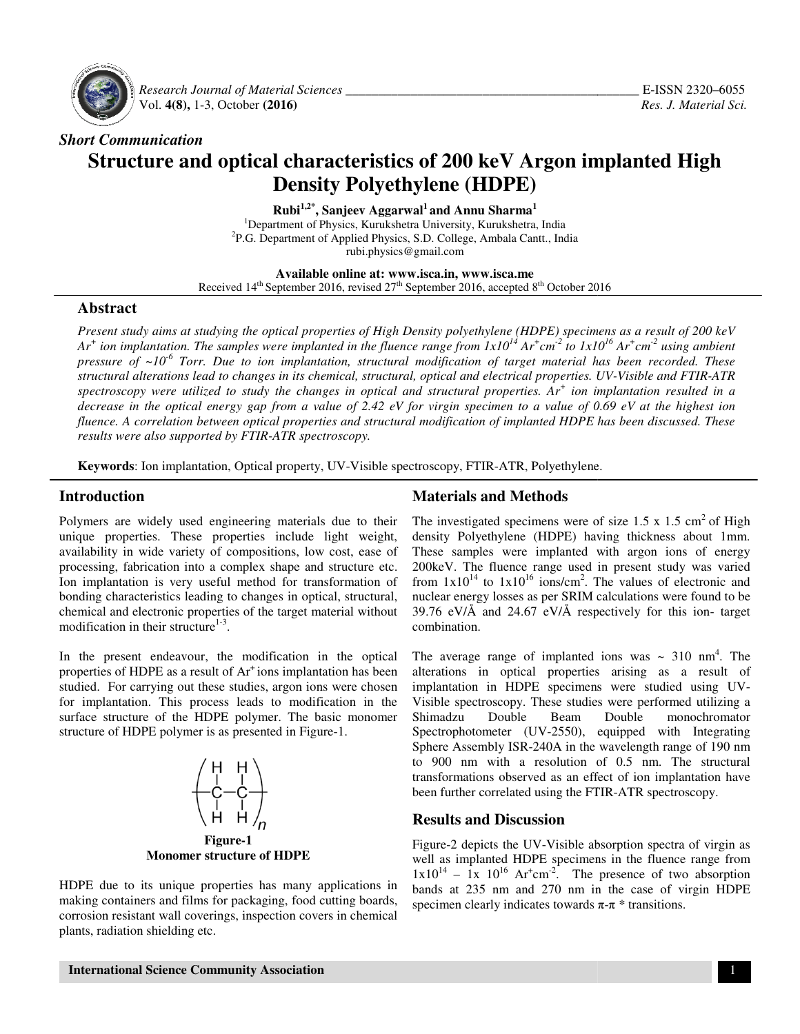*Short Communication*

# Structure and optical characteristics of 200 keV Argon implanted High Density Polyethylene (HDPE)

**Rubi[1,2*], Sanjeev Aggarwal[1] and Annu Sharma[1]**

[1]Department of Physics, Kurukshetra University, Kurukshetra, India
[2]P.G. Department of Applied Physics, S.D. College, Ambala Cantt., India
rubi.physics@gmail.com

**Available online at: www.isca.in, www.isca.me**
Received 14th September 2016, revised 27th September 2016, accepted 8th October 2016

## Abstract

*Present study aims at studying the optical properties of High Density polyethylene (HDPE) specimens as a result of 200 keV $Ar^+$ ion implantation. The samples were implanted in the fluence range from $1x10^{14}$ $Ar^+cm^{-2}$ to $1x10^{16}$ $Ar^+cm^{-2}$ using ambient pressure of ~$10^{-6}$ Torr. Due to ion implantation, structural modification of target material has been recorded. These structural alterations lead to changes in its chemical, structural, optical and electrical properties. UV-Visible and FTIR-ATR spectroscopy were utilized to study the changes in optical and structural properties. $Ar^+$ ion implantation resulted in a decrease in the optical energy gap from a value of 2.42 eV for virgin specimen to a value of 0.69 eV at the highest ion fluence. A correlation between optical properties and structural modification of implanted HDPE has been discussed. These results were also supported by FTIR-ATR spectroscopy.*

**Keywords**: Ion implantation, Optical property, UV-Visible spectroscopy, FTIR-ATR, Polyethylene.

## Introduction

Polymers are widely used engineering materials due to their unique properties. These properties include light weight, availability in wide variety of compositions, low cost, ease of processing, fabrication into a complex shape and structure etc. Ion implantation is very useful method for transformation of bonding characteristics leading to changes in optical, structural, chemical and electronic properties of the target material without modification in their structure[1-3].

In the present endeavour, the modification in the optical properties of HDPE as a result of $Ar^+$ ions implantation has been studied. For carrying out these studies, argon ions were chosen for implantation. This process leads to modification in the surface structure of the HDPE polymer. The basic monomer structure of HDPE polymer is as presented in Figure-1.

$$\left( \begin{array}{cc} H & H \\ | & | \\ -C & -C- \\ | & | \\ H & H \end{array} \right)_n$$

**Figure-1**
**Monomer structure of HDPE**

HDPE due to its unique properties has many applications in making containers and films for packaging, food cutting boards, corrosion resistant wall coverings, inspection covers in chemical plants, radiation shielding etc.

## Materials and Methods

The investigated specimens were of size 1.5 x 1.5 $cm^2$ of High density Polyethylene (HDPE) having thickness about 1mm. These samples were implanted with argon ions of energy 200keV. The fluence range used in present study was varied from $1x10^{14}$ to $1x10^{16}$ ions/$cm^2$. The values of electronic and nuclear energy losses as per SRIM calculations were found to be 39.76 eV/Å and 24.67 eV/Å respectively for this ion- target combination.

The average range of implanted ions was ~ 310 nm[4]. The alterations in optical properties arising as a result of implantation in HDPE specimens were studied using UV-Visible spectroscopy. These studies were performed utilizing a Shimadzu Double Beam Double monochromator Spectrophotometer (UV-2550), equipped with Integrating Sphere Assembly ISR-240A in the wavelength range of 190 nm to 900 nm with a resolution of 0.5 nm. The structural transformations observed as an effect of ion implantation have been further correlated using the FTIR-ATR spectroscopy.

## Results and Discussion

Figure-2 depicts the UV-Visible absorption spectra of virgin as well as implanted HDPE specimens in the fluence range from $1x10^{14}$ – $1x\ 10^{16}$ $Ar^+cm^{-2}$. The presence of two absorption bands at 235 nm and 270 nm in the case of virgin HDPE specimen clearly indicates towards π-π * transitions.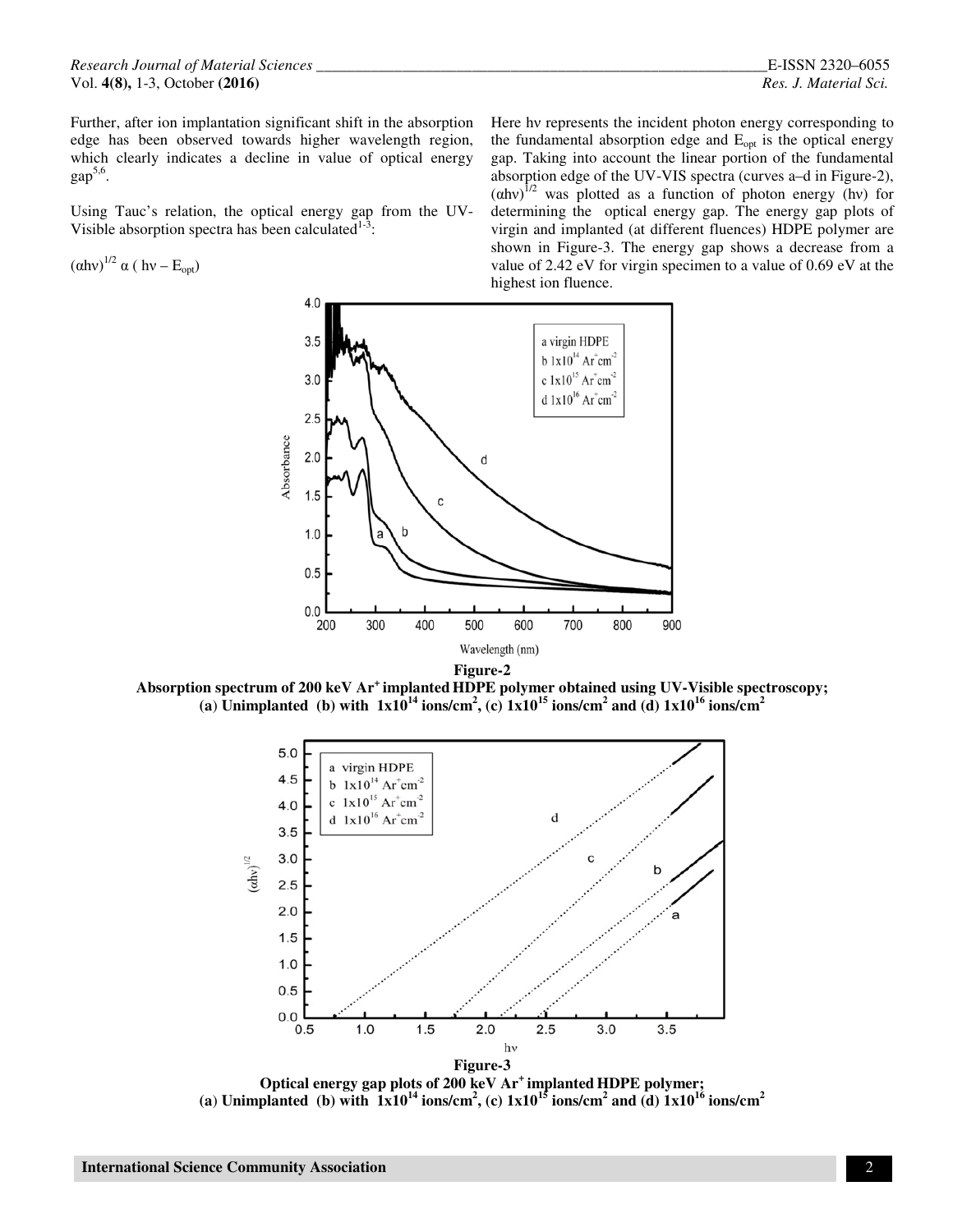Further, after ion implantation significant shift in the absorption edge has been observed towards higher wavelength region, which clearly indicates a decline in value of optical energy gap[5,6].

Using Tauc's relation, the optical energy gap from the UV-Visible absorption spectra has been calculated[1-3]:

$$(\alpha h\nu)^{1/2} \propto (h\nu - E_{opt})$$

Here $h\nu$ represents the incident photon energy corresponding to the fundamental absorption edge and $E_{opt}$ is the optical energy gap. Taking into account the linear portion of the fundamental absorption edge of the UV-VIS spectra (curves a–d in Figure-2), $(\alpha h\nu)^{1/2}$ was plotted as a function of photon energy ($h\nu$) for determining the optical energy gap. The energy gap plots of virgin and implanted (at different fluences) HDPE polymer are shown in Figure-3. The energy gap shows a decrease from a value of 2.42 eV for virgin specimen to a value of 0.69 eV at the highest ion fluence.

**Figure-2**
**Absorption spectrum of 200 keV $Ar^+$ implanted HDPE polymer obtained using UV-Visible spectroscopy; (a) Unimplanted (b) with $1x10^{14}$ ions/cm$^2$, (c) $1x10^{15}$ ions/cm$^2$ and (d) $1x10^{16}$ ions/cm$^2$**

**Figure-3**
**Optical energy gap plots of 200 keV $Ar^+$ implanted HDPE polymer; (a) Unimplanted (b) with $1x10^{14}$ ions/cm$^2$, (c) $1x10^{15}$ ions/cm$^2$ and (d) $1x10^{16}$ ions/cm$^2$**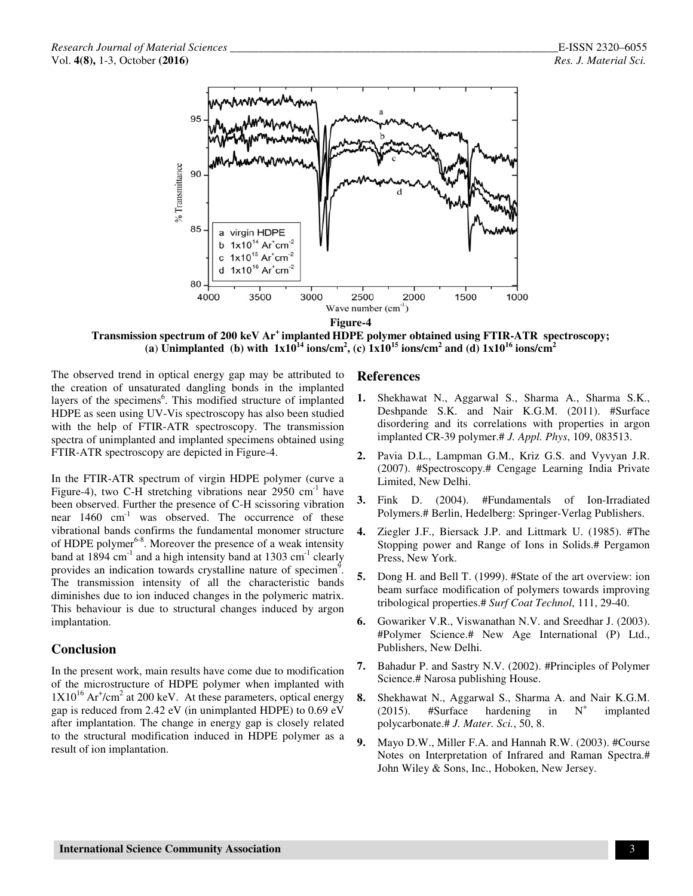95
90
85
80
4000 3500 3000 2500 2000 1500 1000
% Transmittance
Wave number (cm$^{-1}$)
a
b
c
d
a virgin HDPE
b 1x10$^{14}$ Ar$^{+}$cm$^{-2}$
c 1x10$^{15}$ Ar$^{+}$cm$^{-2}$
d 1x10$^{16}$ Ar$^{+}$cm$^{-2}$

**Figure-4**

**Transmission spectrum of 200 keV $Ar^{+}$ implanted HDPE polymer obtained using FTIR-ATR spectroscopy; (a) Unimplanted (b) with $1x10^{14}$ ions/cm$^2$, (c) $1x10^{15}$ ions/cm$^2$ and (d) $1x10^{16}$ ions/cm$^2$**

The observed trend in optical energy gap may be attributed to the creation of unsaturated dangling bonds in the implanted layers of the specimens[6]. This modified structure of implanted HDPE as seen using UV-Vis spectroscopy has also been studied with the help of FTIR-ATR spectroscopy. The transmission spectra of unimplanted and implanted specimens obtained using FTIR-ATR spectroscopy are depicted in Figure-4.

In the FTIR-ATR spectrum of virgin HDPE polymer (curve a Figure-4), two C-H stretching vibrations near 2950 cm$^{-1}$ have been observed. Further the presence of C-H scissoring vibration near 1460 cm$^{-1}$ was observed. The occurrence of these vibrational bands confirms the fundamental monomer structure of HDPE polymer[6-8]. Moreover the presence of a weak intensity band at 1894 cm$^{-1}$ and a high intensity band at 1303 cm$^{-1}$ clearly provides an indication towards crystalline nature of specimen[9]. The transmission intensity of all the characteristic bands diminishes due to ion induced changes in the polymeric matrix. This behaviour is due to structural changes induced by argon implantation.

## Conclusion

In the present work, main results have come due to modification of the microstructure of HDPE polymer when implanted with $1X10^{16}$ $Ar^{+}$/cm$^2$ at 200 keV. At these parameters, optical energy gap is reduced from 2.42 eV (in unimplanted HDPE) to 0.69 eV after implantation. The change in energy gap is closely related to the structural modification induced in HDPE polymer as a result of ion implantation.

## References

1. Shekhawat N., Aggarwal S., Sharma A., Sharma S.K., Deshpande S.K. and Nair K.G.M. (2011). #Surface disordering and its correlations with properties in argon implanted CR-39 polymer.# *J. Appl. Phys*, 109, 083513.
2. Pavia D.L., Lampman G.M., Kriz G.S. and Vyvyan J.R. (2007). #Spectroscopy.# Cengage Learning India Private Limited, New Delhi.
3. Fink D. (2004). #Fundamentals of Ion-Irradiated Polymers.# Berlin, Hedelberg: Springer-Verlag Publishers.
4. Ziegler J.F., Biersack J.P. and Littmark U. (1985). #The Stopping power and Range of Ions in Solids.# Pergamon Press, New York.
5. Dong H. and Bell T. (1999). #State of the art overview: ion beam surface modification of polymers towards improving tribological properties.# *Surf Coat Technol*, 111, 29-40.
6. Gowariker V.R., Viswanathan N.V. and Sreedhar J. (2003). #Polymer Science.# New Age International (P) Ltd., Publishers, New Delhi.
7. Bahadur P. and Sastry N.V. (2002). #Principles of Polymer Science.# Narosa publishing House.
8. Shekhawat N., Aggarwal S., Sharma A. and Nair K.G.M. (2015). #Surface hardening in $N^{+}$ implanted polycarbonate.# *J. Mater. Sci.*, 50, 8.
9. Mayo D.W., Miller F.A. and Hannah R.W. (2003). #Course Notes on Interpretation of Infrared and Raman Spectra.# John Wiley & Sons, Inc., Hoboken, New Jersey.